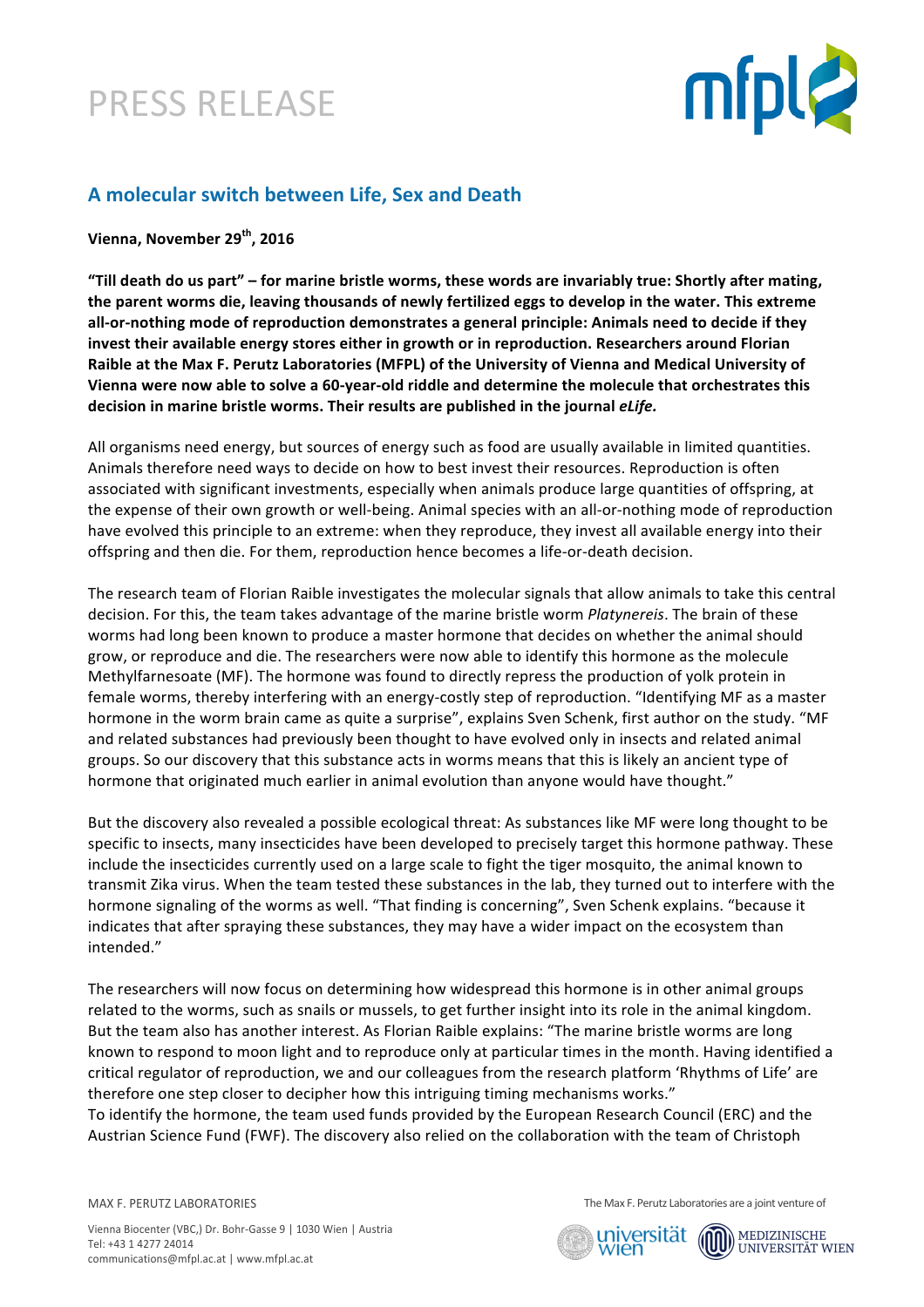# PRESS RELEASE

## A molecular switch between Life, Sex and Death

**Vienna, November 29th, 2016**

**"Till death do us part" – for marine bristle worms, these words are invariably true: Shortly after mating, the parent worms die, leaving thousands of newly fertilized eggs to develop in the water. This extreme all-or-nothing mode of reproduction demonstrates a general principle: Animals need to decide if they invest their available energy stores either in growth or in reproduction. Researchers around Florian Raible at the Max F. Perutz Laboratories (MFPL) of the University of Vienna and Medical University of Vienna were now able to solve a 60-year-old riddle and determine the molecule that orchestrates this decision in marine bristle worms. Their results are published in the journal *eLife.***

All organisms need energy, but sources of energy such as food are usually available in limited quantities. Animals therefore need ways to decide on how to best invest their resources. Reproduction is often associated with significant investments, especially when animals produce large quantities of offspring, at the expense of their own growth or well-being. Animal species with an all-or-nothing mode of reproduction have evolved this principle to an extreme: when they reproduce, they invest all available energy into their offspring and then die. For them, reproduction hence becomes a life-or-death decision.

The research team of Florian Raible investigates the molecular signals that allow animals to take this central decision. For this, the team takes advantage of the marine bristle worm *Platynereis*. The brain of these worms had long been known to produce a master hormone that decides on whether the animal should grow, or reproduce and die. The researchers were now able to identify this hormone as the molecule Methylfarnesoate (MF). The hormone was found to directly repress the production of yolk protein in female worms, thereby interfering with an energy-costly step of reproduction. "Identifying MF as a master hormone in the worm brain came as quite a surprise", explains Sven Schenk, first author on the study. "MF and related substances had previously been thought to have evolved only in insects and related animal groups. So our discovery that this substance acts in worms means that this is likely an ancient type of hormone that originated much earlier in animal evolution than anyone would have thought."

But the discovery also revealed a possible ecological threat: As substances like MF were long thought to be specific to insects, many insecticides have been developed to precisely target this hormone pathway. These include the insecticides currently used on a large scale to fight the tiger mosquito, the animal known to transmit Zika virus. When the team tested these substances in the lab, they turned out to interfere with the hormone signaling of the worms as well. "That finding is concerning", Sven Schenk explains. "because it indicates that after spraying these substances, they may have a wider impact on the ecosystem than intended."

The researchers will now focus on determining how widespread this hormone is in other animal groups related to the worms, such as snails or mussels, to get further insight into its role in the animal kingdom. But the team also has another interest. As Florian Raible explains: "The marine bristle worms are long known to respond to moon light and to reproduce only at particular times in the month. Having identified a critical regulator of reproduction, we and our colleagues from the research platform 'Rhythms of Life' are therefore one step closer to decipher how this intriguing timing mechanisms works."
To identify the hormone, the team used funds provided by the European Research Council (ERC) and the Austrian Science Fund (FWF). The discovery also relied on the collaboration with the team of Christoph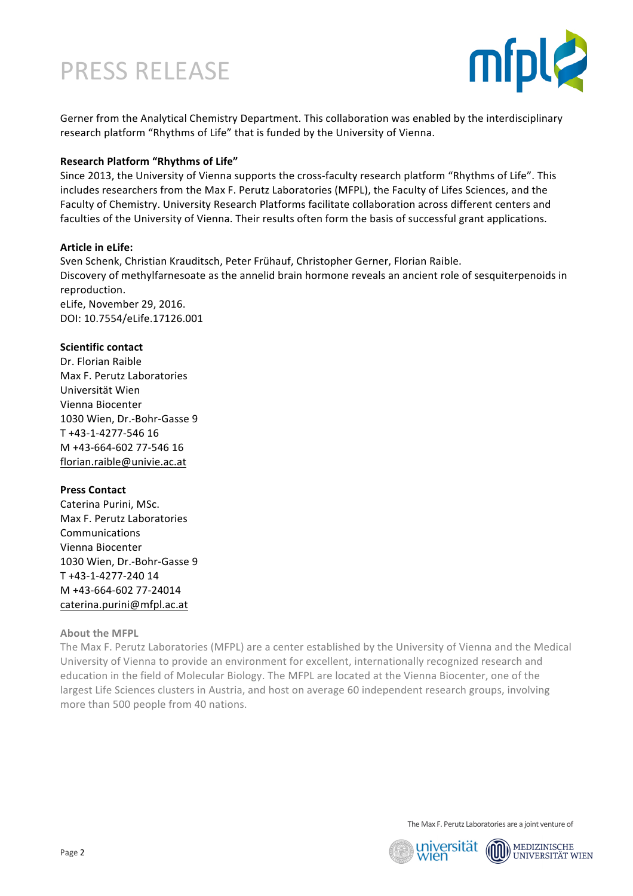Gerner from the Analytical Chemistry Department. This collaboration was enabled by the interdisciplinary research platform "Rhythms of Life" that is funded by the University of Vienna.

**Research Platform "Rhythms of Life"**

Since 2013, the University of Vienna supports the cross-faculty research platform "Rhythms of Life". This includes researchers from the Max F. Perutz Laboratories (MFPL), the Faculty of Lifes Sciences, and the Faculty of Chemistry. University Research Platforms facilitate collaboration across different centers and faculties of the University of Vienna. Their results often form the basis of successful grant applications.

**Article in eLife:**

Sven Schenk, Christian Krauditsch, Peter Frühauf, Christopher Gerner, Florian Raible.
Discovery of methylfarnesoate as the annelid brain hormone reveals an ancient role of sesquiterpenoids in reproduction.
eLife, November 29, 2016.
DOI: 10.7554/eLife.17126.001

**Scientific contact**

Dr. Florian Raible
Max F. Perutz Laboratories
Universität Wien
Vienna Biocenter
1030 Wien, Dr.-Bohr-Gasse 9
T +43-1-4277-546 16
M +43-664-602 77-546 16
florian.raible@univie.ac.at

**Press Contact**

Caterina Purini, MSc.
Max F. Perutz Laboratories
Communications
Vienna Biocenter
1030 Wien, Dr.-Bohr-Gasse 9
T +43-1-4277-240 14
M +43-664-602 77-24014
caterina.purini@mfpl.ac.at

**About the MFPL**

The Max F. Perutz Laboratories (MFPL) are a center established by the University of Vienna and the Medical University of Vienna to provide an environment for excellent, internationally recognized research and education in the field of Molecular Biology. The MFPL are located at the Vienna Biocenter, one of the largest Life Sciences clusters in Austria, and host on average 60 independent research groups, involving more than 500 people from 40 nations.

The Max F. Perutz Laboratories are a joint venture of